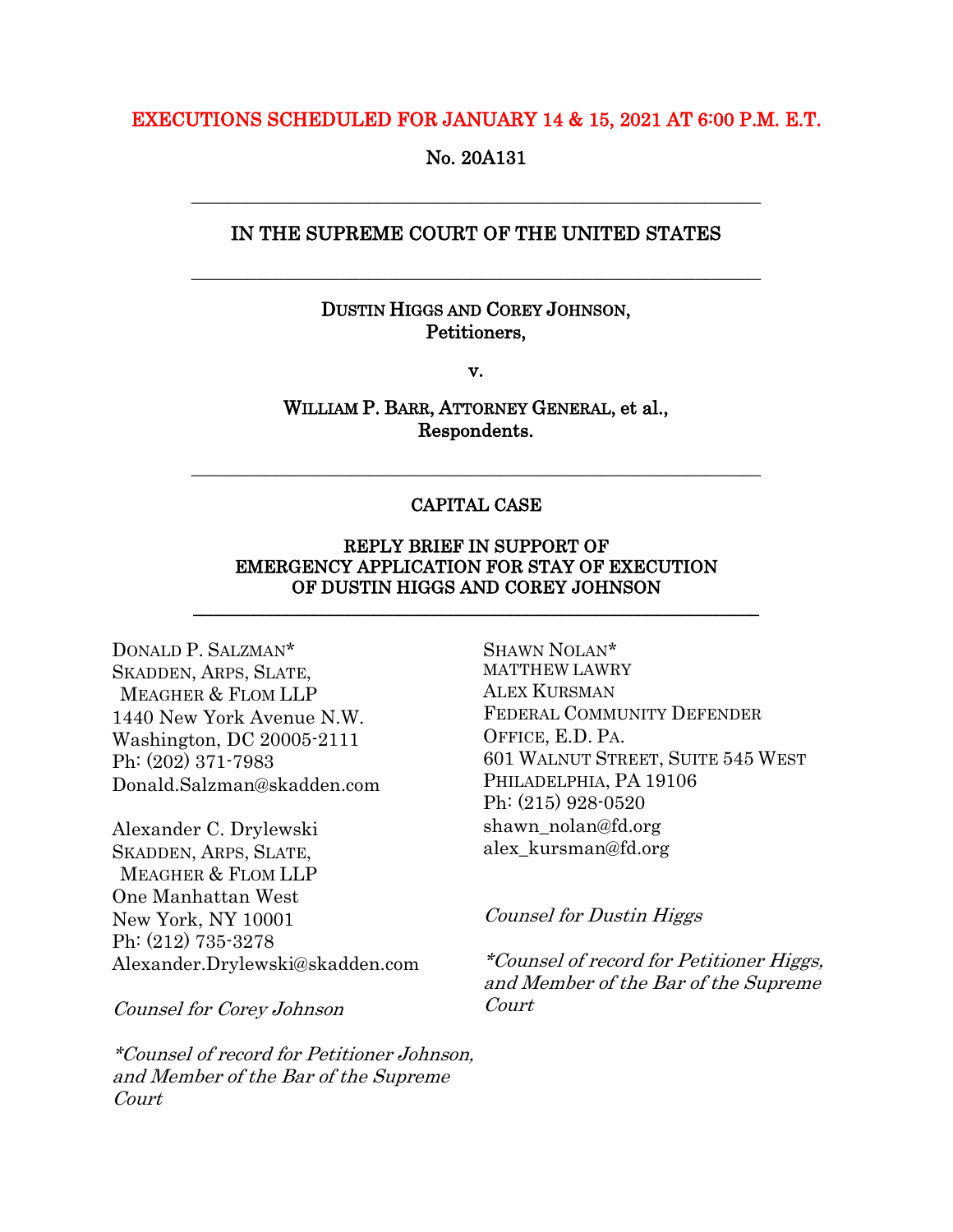EXECUTIONS SCHEDULED FOR JANUARY 14 & 15, 2021 AT 6:00 P.M. E.T.

No. 20A131

---

IN THE SUPREME COURT OF THE UNITED STATES

---

DUSTIN HIGGS AND COREY JOHNSON,
Petitioners,

v.

WILLIAM P. BARR, ATTORNEY GENERAL, et al.,
Respondents.

---

CAPITAL CASE

REPLY BRIEF IN SUPPORT OF
EMERGENCY APPLICATION FOR STAY OF EXECUTION
OF DUSTIN HIGGS AND COREY JOHNSON

---

DONALD P. SALZMAN*
SKADDEN, ARPS, SLATE,
MEAGHER & FLOM LLP
1440 New York Avenue N.W.
Washington, DC 20005-2111
Ph: (202) 371-7983
Donald.Salzman@skadden.com

Alexander C. Drylewski
SKADDEN, ARPS, SLATE,
MEAGHER & FLOM LLP
One Manhattan West
New York, NY 10001
Ph: (212) 735-3278
Alexander.Drylewski@skadden.com

*Counsel for Corey Johnson*

**Counsel of record for Petitioner Johnson, and Member of the Bar of the Supreme Court*

SHAWN NOLAN*
MATTHEW LAWRY
ALEX KURSMAN
FEDERAL COMMUNITY DEFENDER
OFFICE, E.D. PA.
601 WALNUT STREET, SUITE 545 WEST
PHILADELPHIA, PA 19106
Ph: (215) 928-0520
shawn_nolan@fd.org
alex_kursman@fd.org

*Counsel for Dustin Higgs*

**Counsel of record for Petitioner Higgs, and Member of the Bar of the Supreme Court*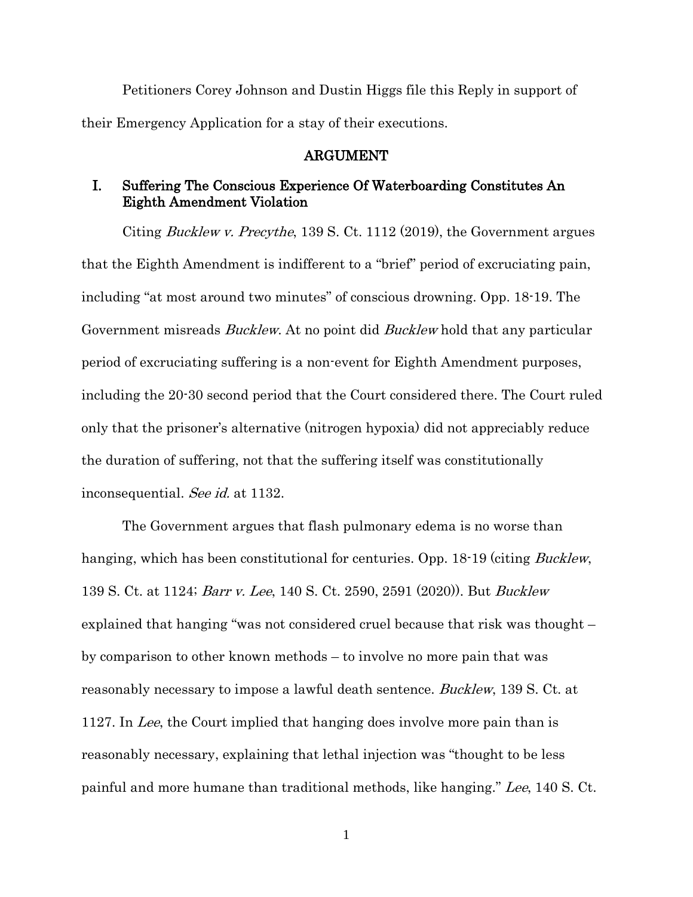Petitioners Corey Johnson and Dustin Higgs file this Reply in support of their Emergency Application for a stay of their executions.

## ARGUMENT

### I. Suffering The Conscious Experience Of Waterboarding Constitutes An Eighth Amendment Violation

Citing *Bucklew v. Precythe*, 139 S. Ct. 1112 (2019), the Government argues that the Eighth Amendment is indifferent to a "brief" period of excruciating pain, including "at most around two minutes" of conscious drowning. Opp. 18-19. The Government misreads *Bucklew*. At no point did *Bucklew* hold that any particular period of excruciating suffering is a non-event for Eighth Amendment purposes, including the 20-30 second period that the Court considered there. The Court ruled only that the prisoner's alternative (nitrogen hypoxia) did not appreciably reduce the duration of suffering, not that the suffering itself was constitutionally inconsequential. *See id.* at 1132.

The Government argues that flash pulmonary edema is no worse than hanging, which has been constitutional for centuries. Opp. 18-19 (citing *Bucklew*, 139 S. Ct. at 1124; *Barr v. Lee*, 140 S. Ct. 2590, 2591 (2020)). But *Bucklew* explained that hanging "was not considered cruel because that risk was thought – by comparison to other known methods – to involve no more pain that was reasonably necessary to impose a lawful death sentence. *Bucklew*, 139 S. Ct. at 1127. In *Lee*, the Court implied that hanging does involve more pain than is reasonably necessary, explaining that lethal injection was "thought to be less painful and more humane than traditional methods, like hanging." *Lee*, 140 S. Ct.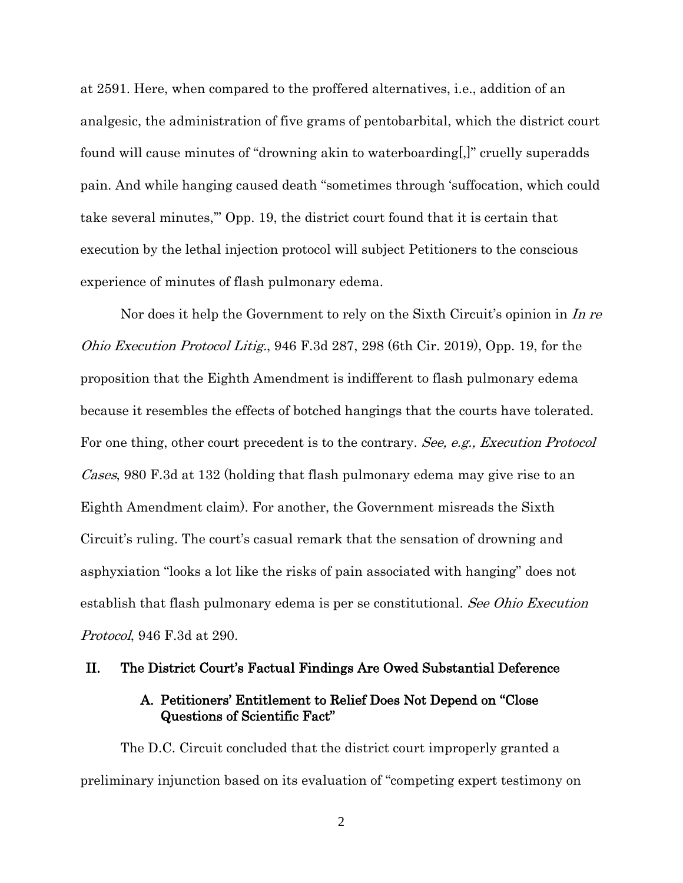at 2591. Here, when compared to the proffered alternatives, i.e., addition of an analgesic, the administration of five grams of pentobarbital, which the district court found will cause minutes of "drowning akin to waterboarding[,]" cruelly superadds pain. And while hanging caused death "sometimes through 'suffocation, which could take several minutes,'" Opp. 19, the district court found that it is certain that execution by the lethal injection protocol will subject Petitioners to the conscious experience of minutes of flash pulmonary edema.

Nor does it help the Government to rely on the Sixth Circuit's opinion in *In re Ohio Execution Protocol Litig.*, 946 F.3d 287, 298 (6th Cir. 2019), Opp. 19, for the proposition that the Eighth Amendment is indifferent to flash pulmonary edema because it resembles the effects of botched hangings that the courts have tolerated. For one thing, other court precedent is to the contrary. *See, e.g., Execution Protocol Cases*, 980 F.3d at 132 (holding that flash pulmonary edema may give rise to an Eighth Amendment claim). For another, the Government misreads the Sixth Circuit's ruling. The court's casual remark that the sensation of drowning and asphyxiation "looks a lot like the risks of pain associated with hanging" does not establish that flash pulmonary edema is per se constitutional. *See Ohio Execution Protocol*, 946 F.3d at 290.

## II. The District Court's Factual Findings Are Owed Substantial Deference

### A. Petitioners' Entitlement to Relief Does Not Depend on "Close Questions of Scientific Fact"

The D.C. Circuit concluded that the district court improperly granted a preliminary injunction based on its evaluation of "competing expert testimony on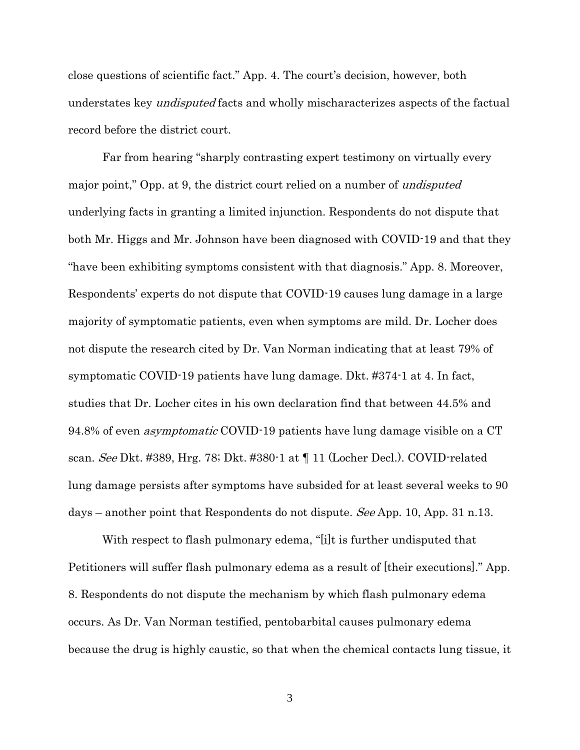close questions of scientific fact." App. 4. The court's decision, however, both understates key *undisputed* facts and wholly mischaracterizes aspects of the factual record before the district court.

Far from hearing "sharply contrasting expert testimony on virtually every major point," Opp. at 9, the district court relied on a number of *undisputed* underlying facts in granting a limited injunction. Respondents do not dispute that both Mr. Higgs and Mr. Johnson have been diagnosed with COVID-19 and that they "have been exhibiting symptoms consistent with that diagnosis." App. 8. Moreover, Respondents' experts do not dispute that COVID-19 causes lung damage in a large majority of symptomatic patients, even when symptoms are mild. Dr. Locher does not dispute the research cited by Dr. Van Norman indicating that at least 79% of symptomatic COVID-19 patients have lung damage. Dkt. #374-1 at 4. In fact, studies that Dr. Locher cites in his own declaration find that between 44.5% and 94.8% of even *asymptomatic* COVID-19 patients have lung damage visible on a CT scan. *See* Dkt. #389, Hrg. 78; Dkt. #380-1 at ¶ 11 (Locher Decl.). COVID-related lung damage persists after symptoms have subsided for at least several weeks to 90 days – another point that Respondents do not dispute. *See* App. 10, App. 31 n.13.

With respect to flash pulmonary edema, "[i]t is further undisputed that Petitioners will suffer flash pulmonary edema as a result of [their executions]." App. 8. Respondents do not dispute the mechanism by which flash pulmonary edema occurs. As Dr. Van Norman testified, pentobarbital causes pulmonary edema because the drug is highly caustic, so that when the chemical contacts lung tissue, it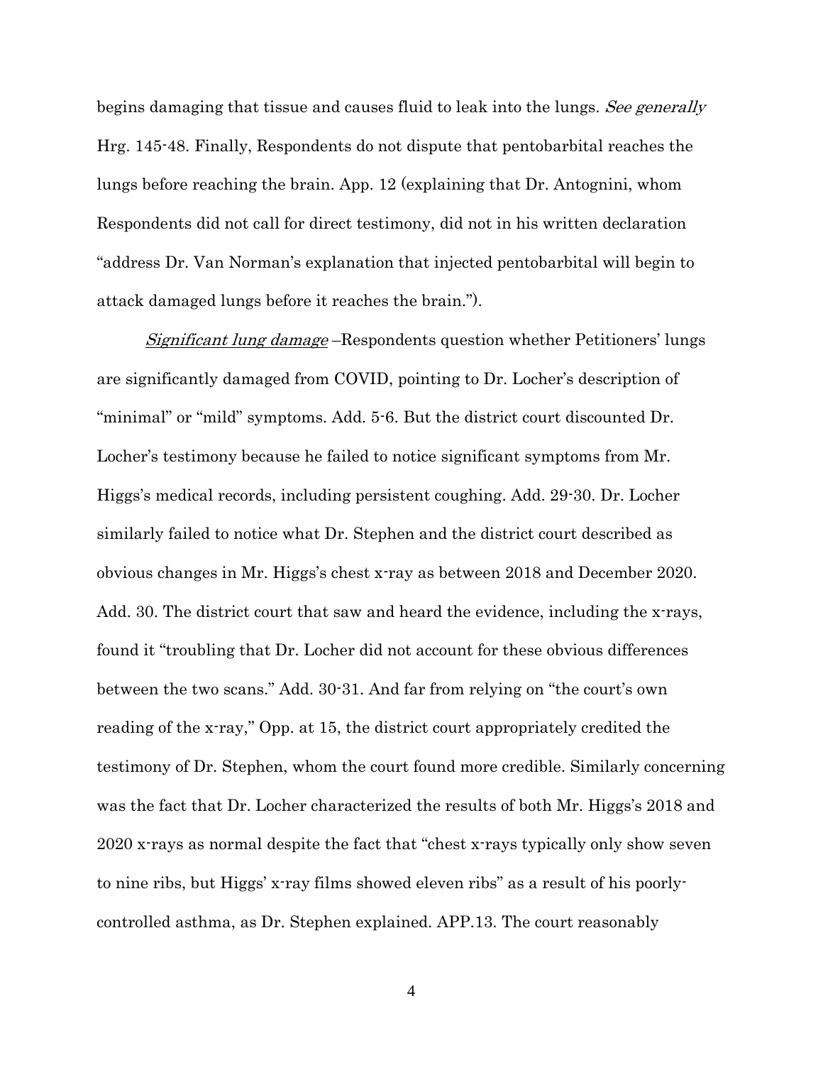begins damaging that tissue and causes fluid to leak into the lungs. *See generally* Hrg. 145-48. Finally, Respondents do not dispute that pentobarbital reaches the lungs before reaching the brain. App. 12 (explaining that Dr. Antognini, whom Respondents did not call for direct testimony, did not in his written declaration "address Dr. Van Norman's explanation that injected pentobarbital will begin to attack damaged lungs before it reaches the brain.").

*Significant lung damage* –Respondents question whether Petitioners' lungs are significantly damaged from COVID, pointing to Dr. Locher's description of "minimal" or "mild" symptoms. Add. 5-6. But the district court discounted Dr. Locher's testimony because he failed to notice significant symptoms from Mr. Higgs's medical records, including persistent coughing. Add. 29-30. Dr. Locher similarly failed to notice what Dr. Stephen and the district court described as obvious changes in Mr. Higgs's chest x-ray as between 2018 and December 2020. Add. 30. The district court that saw and heard the evidence, including the x-rays, found it "troubling that Dr. Locher did not account for these obvious differences between the two scans." Add. 30-31. And far from relying on "the court's own reading of the x-ray," Opp. at 15, the district court appropriately credited the testimony of Dr. Stephen, whom the court found more credible. Similarly concerning was the fact that Dr. Locher characterized the results of both Mr. Higgs's 2018 and 2020 x-rays as normal despite the fact that "chest x-rays typically only show seven to nine ribs, but Higgs' x-ray films showed eleven ribs" as a result of his poorly-controlled asthma, as Dr. Stephen explained. APP.13. The court reasonably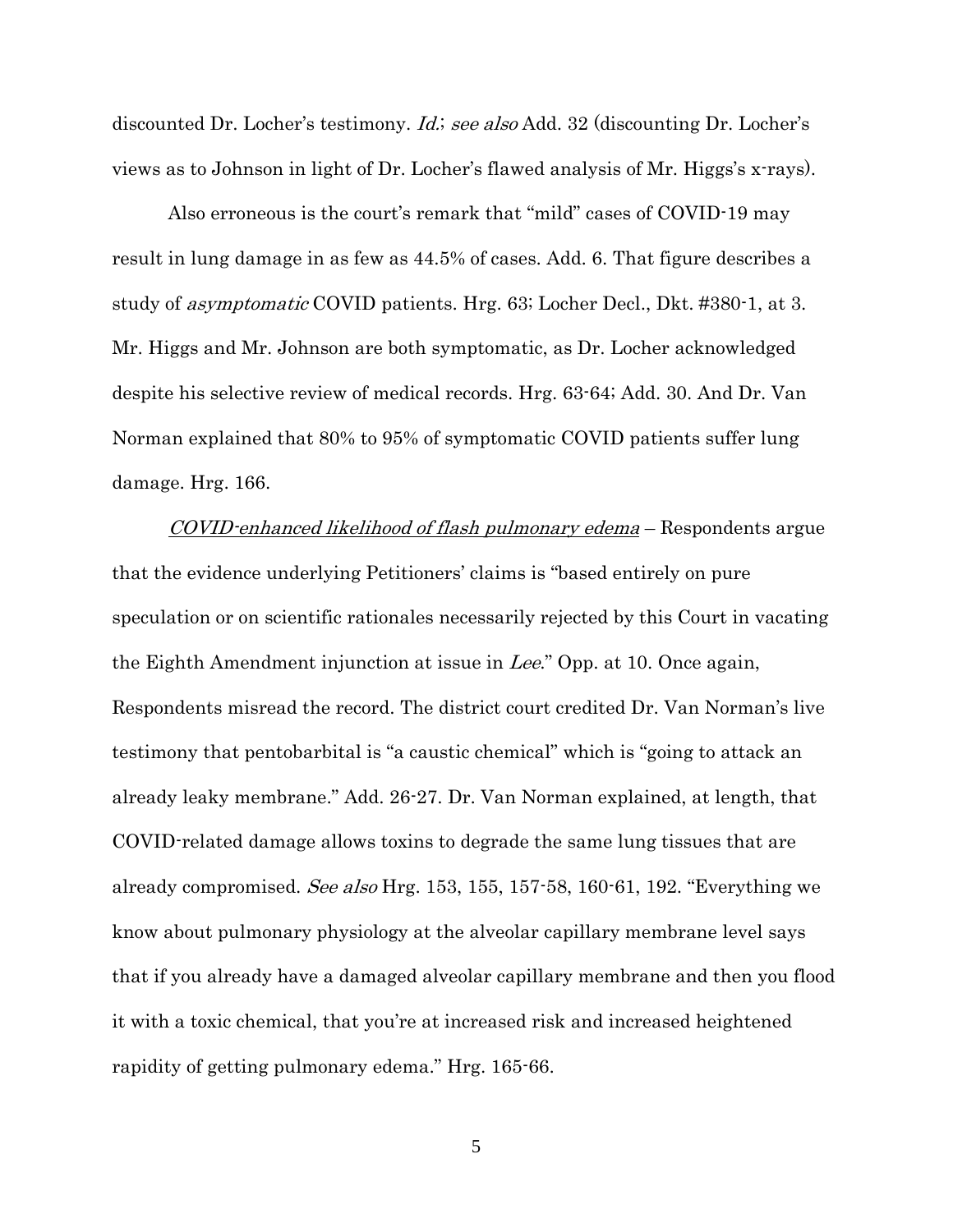discounted Dr. Locher's testimony. *Id.*; *see also* Add. 32 (discounting Dr. Locher's views as to Johnson in light of Dr. Locher's flawed analysis of Mr. Higgs's x-rays).

Also erroneous is the court's remark that "mild" cases of COVID-19 may result in lung damage in as few as 44.5% of cases. Add. 6. That figure describes a study of *asymptomatic* COVID patients. Hrg. 63; Locher Decl., Dkt. #380-1, at 3. Mr. Higgs and Mr. Johnson are both symptomatic, as Dr. Locher acknowledged despite his selective review of medical records. Hrg. 63-64; Add. 30. And Dr. Van Norman explained that 80% to 95% of symptomatic COVID patients suffer lung damage. Hrg. 166.

*COVID-enhanced likelihood of flash pulmonary edema* – Respondents argue that the evidence underlying Petitioners' claims is "based entirely on pure speculation or on scientific rationales necessarily rejected by this Court in vacating the Eighth Amendment injunction at issue in *Lee*." Opp. at 10. Once again, Respondents misread the record. The district court credited Dr. Van Norman's live testimony that pentobarbital is "a caustic chemical" which is "going to attack an already leaky membrane." Add. 26-27. Dr. Van Norman explained, at length, that COVID-related damage allows toxins to degrade the same lung tissues that are already compromised. *See also* Hrg. 153, 155, 157-58, 160-61, 192. "Everything we know about pulmonary physiology at the alveolar capillary membrane level says that if you already have a damaged alveolar capillary membrane and then you flood it with a toxic chemical, that you're at increased risk and increased heightened rapidity of getting pulmonary edema." Hrg. 165-66.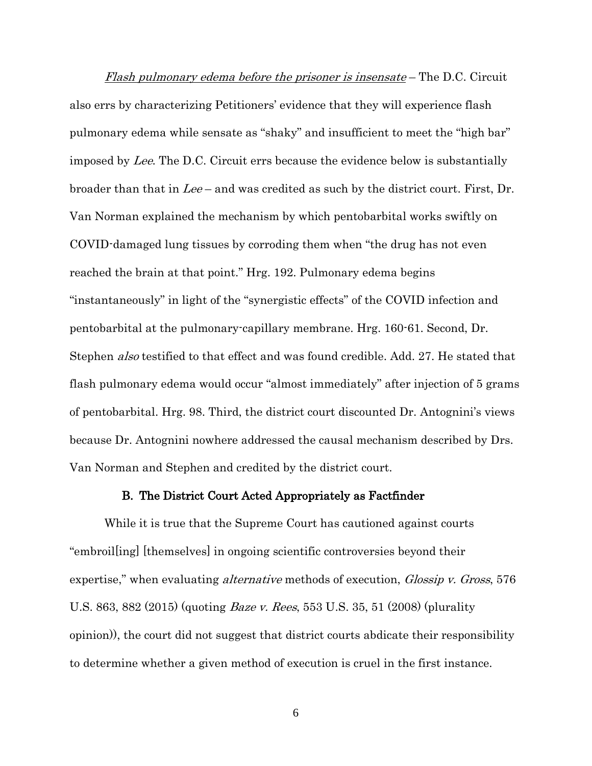*Flash pulmonary edema before the prisoner is insensate* – The D.C. Circuit also errs by characterizing Petitioners' evidence that they will experience flash pulmonary edema while sensate as "shaky" and insufficient to meet the "high bar" imposed by *Lee*. The D.C. Circuit errs because the evidence below is substantially broader than that in *Lee* – and was credited as such by the district court. First, Dr. Van Norman explained the mechanism by which pentobarbital works swiftly on COVID-damaged lung tissues by corroding them when "the drug has not even reached the brain at that point." Hrg. 192. Pulmonary edema begins "instantaneously" in light of the "synergistic effects" of the COVID infection and pentobarbital at the pulmonary-capillary membrane. Hrg. 160-61. Second, Dr. Stephen *also* testified to that effect and was found credible. Add. 27. He stated that flash pulmonary edema would occur "almost immediately" after injection of 5 grams of pentobarbital. Hrg. 98. Third, the district court discounted Dr. Antognini's views because Dr. Antognini nowhere addressed the causal mechanism described by Drs. Van Norman and Stephen and credited by the district court.

### B. The District Court Acted Appropriately as Factfinder

While it is true that the Supreme Court has cautioned against courts "embroil[ing] [themselves] in ongoing scientific controversies beyond their expertise," when evaluating *alternative* methods of execution, *Glossip v. Gross*, 576 U.S. 863, 882 (2015) (quoting *Baze v. Rees*, 553 U.S. 35, 51 (2008) (plurality opinion)), the court did not suggest that district courts abdicate their responsibility to determine whether a given method of execution is cruel in the first instance.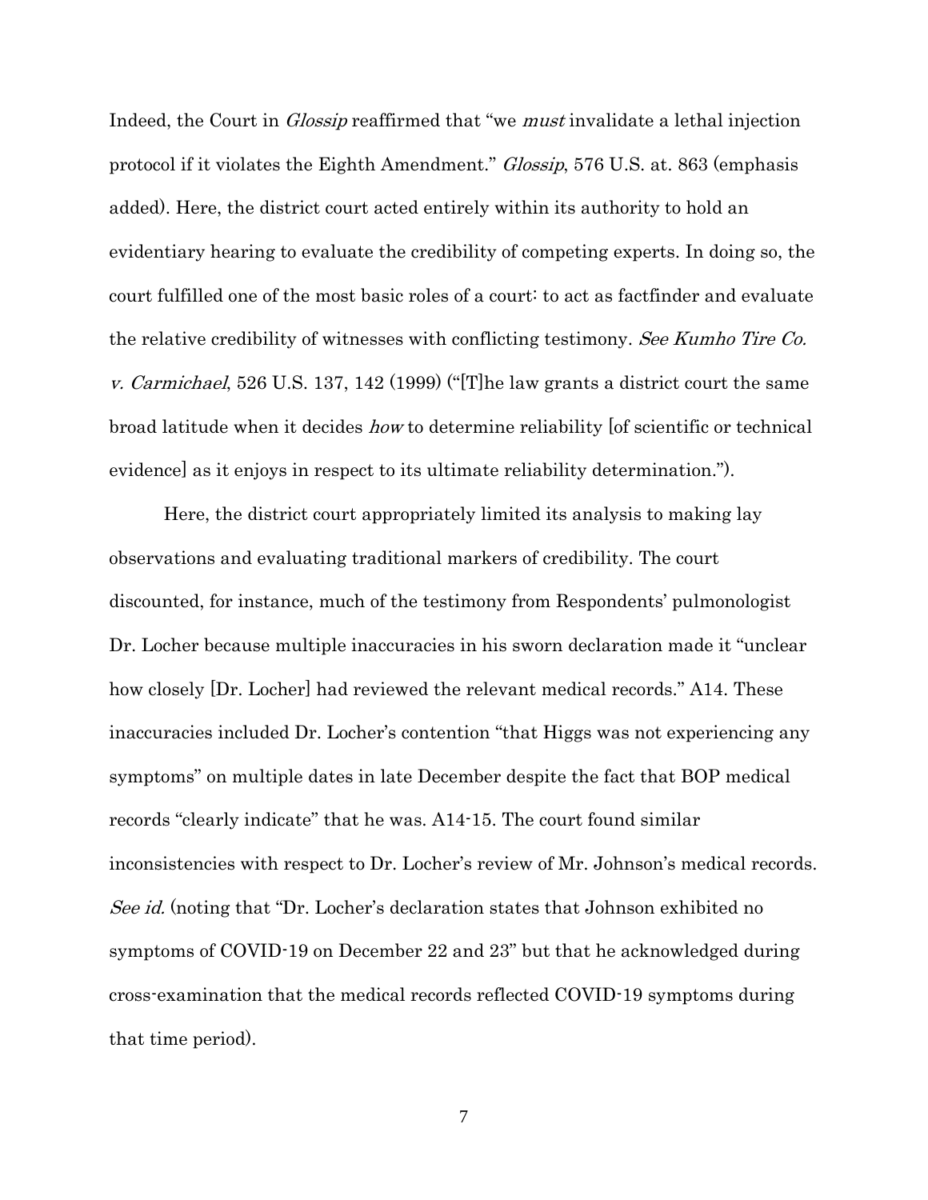Indeed, the Court in *Glossip* reaffirmed that "we *must* invalidate a lethal injection protocol if it violates the Eighth Amendment." *Glossip*, 576 U.S. at. 863 (emphasis added). Here, the district court acted entirely within its authority to hold an evidentiary hearing to evaluate the credibility of competing experts. In doing so, the court fulfilled one of the most basic roles of a court: to act as factfinder and evaluate the relative credibility of witnesses with conflicting testimony. *See Kumho Tire Co. v. Carmichael*, 526 U.S. 137, 142 (1999) ("[T]he law grants a district court the same broad latitude when it decides *how* to determine reliability [of scientific or technical evidence] as it enjoys in respect to its ultimate reliability determination.").

Here, the district court appropriately limited its analysis to making lay observations and evaluating traditional markers of credibility. The court discounted, for instance, much of the testimony from Respondents' pulmonologist Dr. Locher because multiple inaccuracies in his sworn declaration made it "unclear how closely [Dr. Locher] had reviewed the relevant medical records." A14. These inaccuracies included Dr. Locher's contention "that Higgs was not experiencing any symptoms" on multiple dates in late December despite the fact that BOP medical records "clearly indicate" that he was. A14-15. The court found similar inconsistencies with respect to Dr. Locher's review of Mr. Johnson's medical records. *See id.* (noting that "Dr. Locher's declaration states that Johnson exhibited no symptoms of COVID-19 on December 22 and 23" but that he acknowledged during cross-examination that the medical records reflected COVID-19 symptoms during that time period).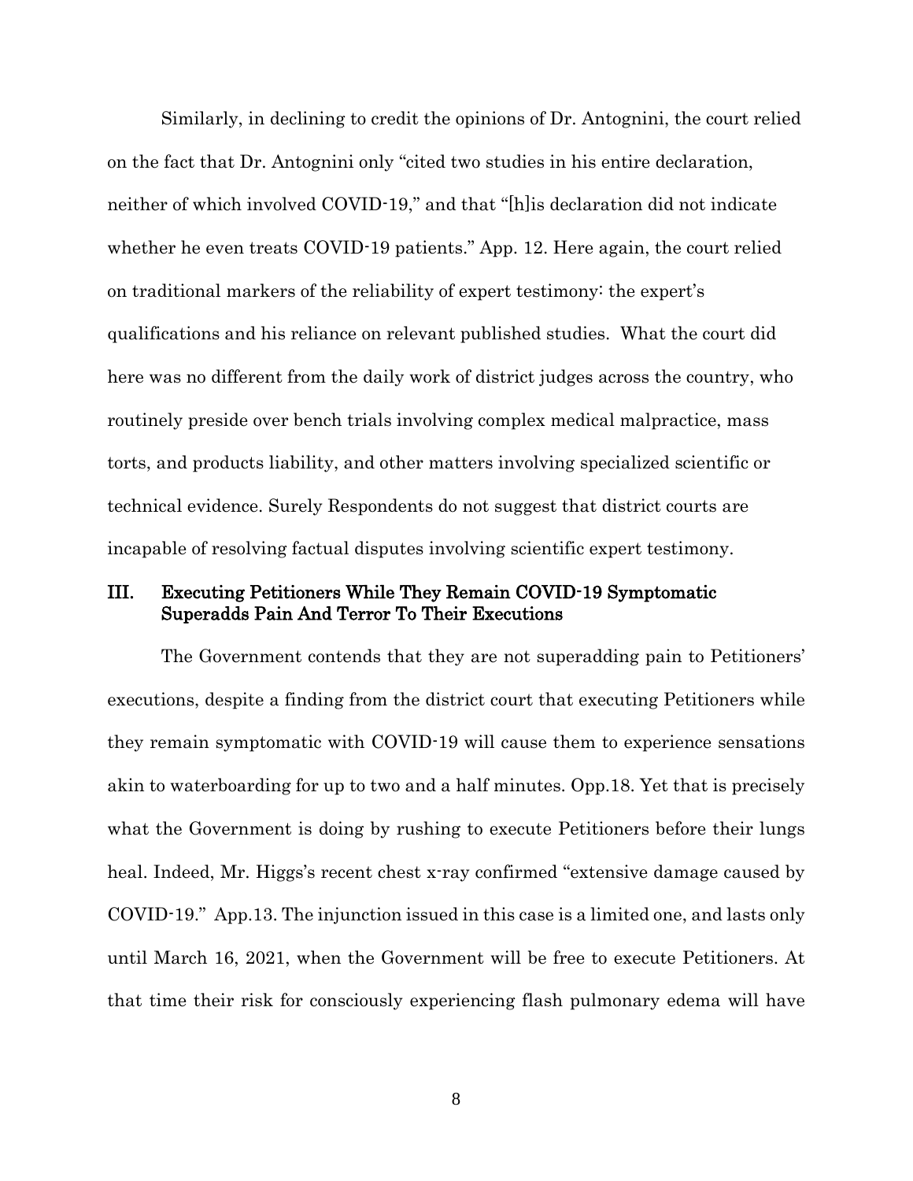Similarly, in declining to credit the opinions of Dr. Antognini, the court relied on the fact that Dr. Antognini only "cited two studies in his entire declaration, neither of which involved COVID-19," and that "[h]is declaration did not indicate whether he even treats COVID-19 patients." App. 12. Here again, the court relied on traditional markers of the reliability of expert testimony: the expert's qualifications and his reliance on relevant published studies. What the court did here was no different from the daily work of district judges across the country, who routinely preside over bench trials involving complex medical malpractice, mass torts, and products liability, and other matters involving specialized scientific or technical evidence. Surely Respondents do not suggest that district courts are incapable of resolving factual disputes involving scientific expert testimony.

## III. Executing Petitioners While They Remain COVID-19 Symptomatic Superadds Pain And Terror To Their Executions

The Government contends that they are not superadding pain to Petitioners' executions, despite a finding from the district court that executing Petitioners while they remain symptomatic with COVID-19 will cause them to experience sensations akin to waterboarding for up to two and a half minutes. Opp.18. Yet that is precisely what the Government is doing by rushing to execute Petitioners before their lungs heal. Indeed, Mr. Higgs's recent chest x-ray confirmed "extensive damage caused by COVID-19." App.13. The injunction issued in this case is a limited one, and lasts only until March 16, 2021, when the Government will be free to execute Petitioners. At that time their risk for consciously experiencing flash pulmonary edema will have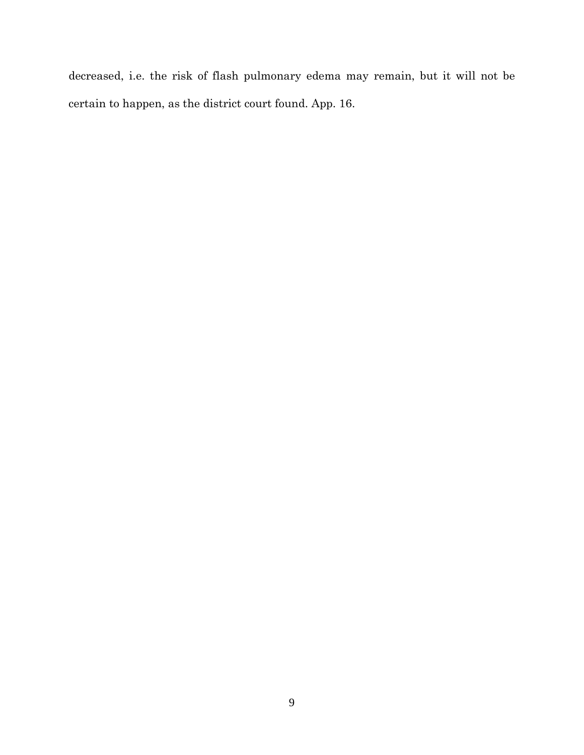decreased, i.e. the risk of flash pulmonary edema may remain, but it will not be certain to happen, as the district court found. App. 16.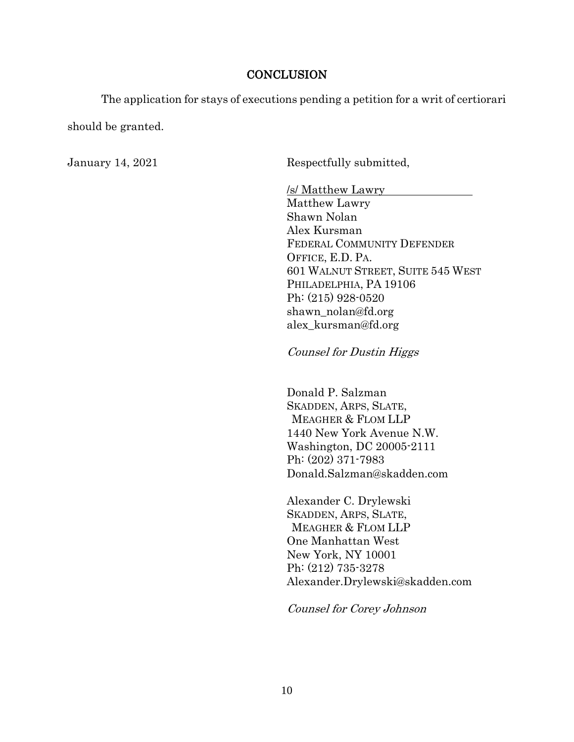## CONCLUSION

The application for stays of executions pending a petition for a writ of certiorari should be granted.

January 14, 2021

Respectfully submitted,

/s/ Matthew Lawry
Matthew Lawry
Shawn Nolan
Alex Kursman
FEDERAL COMMUNITY DEFENDER OFFICE, E.D. PA.
601 WALNUT STREET, SUITE 545 WEST
PHILADELPHIA, PA 19106
Ph: (215) 928-0520
shawn_nolan@fd.org
alex_kursman@fd.org

*Counsel for Dustin Higgs*

Donald P. Salzman
SKADDEN, ARPS, SLATE, MEAGHER & FLOM LLP
1440 New York Avenue N.W.
Washington, DC 20005-2111
Ph: (202) 371-7983
Donald.Salzman@skadden.com

Alexander C. Drylewski
SKADDEN, ARPS, SLATE, MEAGHER & FLOM LLP
One Manhattan West
New York, NY 10001
Ph: (212) 735-3278
Alexander.Drylewski@skadden.com

*Counsel for Corey Johnson*